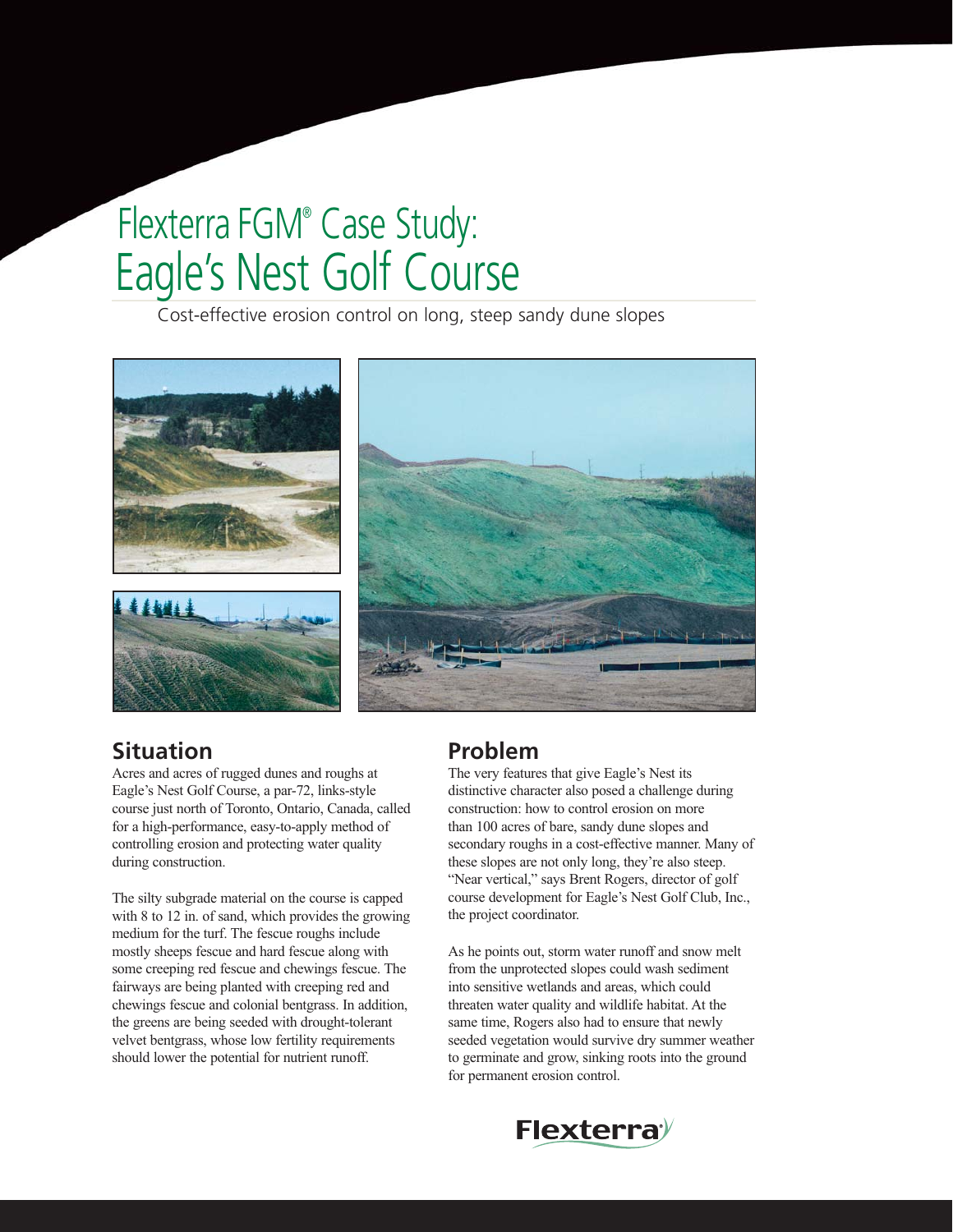# Flexterra FGM® Case Study: Eagle's Nest Golf Course

Cost-effective erosion control on long, steep sandy dune slopes

## Situation

Acres and acres of rugged dunes and roughs at Eagle's Nest Golf Course, a par-72, links-style course just north of Toronto, Ontario, Canada, called for a high-performance, easy-to-apply method of controlling erosion and protecting water quality during construction.

The silty subgrade material on the course is capped with 8 to 12 in. of sand, which provides the growing medium for the turf. The fescue roughs include mostly sheeps fescue and hard fescue along with some creeping red fescue and chewings fescue. The fairways are being planted with creeping red and chewings fescue and colonial bentgrass. In addition, the greens are being seeded with drought-tolerant velvet bentgrass, whose low fertility requirements should lower the potential for nutrient runoff.

## Problem

The very features that give Eagle's Nest its distinctive character also posed a challenge during construction: how to control erosion on more than 100 acres of bare, sandy dune slopes and secondary roughs in a cost-effective manner. Many of these slopes are not only long, they're also steep. "Near vertical," says Brent Rogers, director of golf course development for Eagle's Nest Golf Club, Inc., the project coordinator.

As he points out, storm water runoff and snow melt from the unprotected slopes could wash sediment into sensitive wetlands and areas, which could threaten water quality and wildlife habitat. At the same time, Rogers also had to ensure that newly seeded vegetation would survive dry summer weather to germinate and grow, sinking roots into the ground for permanent erosion control.

Flexterra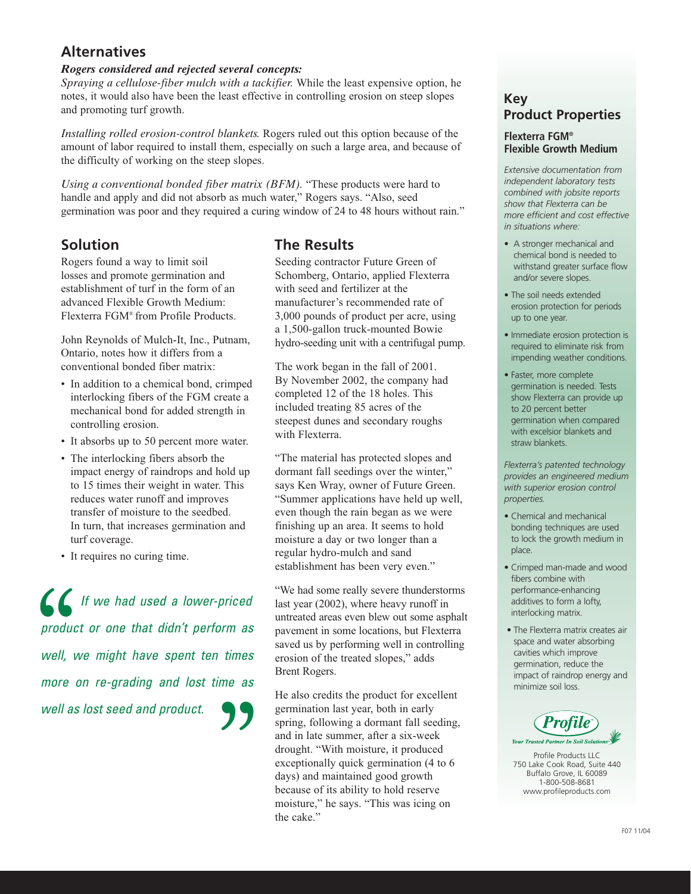## Alternatives

***Rogers considered and rejected several concepts:***

*Spraying a cellulose-fiber mulch with a tackifier.* While the least expensive option, he notes, it would also have been the least effective in controlling erosion on steep slopes and promoting turf growth.

*Installing rolled erosion-control blankets.* Rogers ruled out this option because of the amount of labor required to install them, especially on such a large area, and because of the difficulty of working on the steep slopes.

*Using a conventional bonded fiber matrix (BFM).* "These products were hard to handle and apply and did not absorb as much water," Rogers says. "Also, seed germination was poor and they required a curing window of 24 to 48 hours without rain."

## Solution

Rogers found a way to limit soil losses and promote germination and establishment of turf in the form of an advanced Flexible Growth Medium: Flexterra FGM® from Profile Products.

John Reynolds of Mulch-It, Inc., Putnam, Ontario, notes how it differs from a conventional bonded fiber matrix:

- In addition to a chemical bond, crimped interlocking fibers of the FGM create a mechanical bond for added strength in controlling erosion.
- It absorbs up to 50 percent more water.
- The interlocking fibers absorb the impact energy of raindrops and hold up to 15 times their weight in water. This reduces water runoff and improves transfer of moisture to the seedbed. In turn, that increases germination and turf coverage.
- It requires no curing time.

*"If we had used a lower-priced product or one that didn't perform as well, we might have spent ten times more on re-grading and lost time as well as lost seed and product."*

## The Results

Seeding contractor Future Green of Schomberg, Ontario, applied Flexterra with seed and fertilizer at the manufacturer's recommended rate of 3,000 pounds of product per acre, using a 1,500-gallon truck-mounted Bowie hydro-seeding unit with a centrifugal pump.

The work began in the fall of 2001. By November 2002, the company had completed 12 of the 18 holes. This included treating 85 acres of the steepest dunes and secondary roughs with Flexterra.

"The material has protected slopes and dormant fall seedings over the winter," says Ken Wray, owner of Future Green. "Summer applications have held up well, even though the rain began as we were finishing up an area. It seems to hold moisture a day or two longer than a regular hydro-mulch and sand establishment has been very even."

"We had some really severe thunderstorms last year (2002), where heavy runoff in untreated areas even blew out some asphalt pavement in some locations, but Flexterra saved us by performing well in controlling erosion of the treated slopes," adds Brent Rogers.

He also credits the product for excellent germination last year, both in early spring, following a dormant fall seeding, and in late summer, after a six-week drought. "With moisture, it produced exceptionally quick germination (4 to 6 days) and maintained good growth because of its ability to hold reserve moisture," he says. "This was icing on the cake."

## Key Product Properties

### Flexterra FGM® Flexible Growth Medium

*Extensive documentation from independent laboratory tests combined with jobsite reports show that Flexterra can be more efficient and cost effective in situations where:*

- A stronger mechanical and chemical bond is needed to withstand greater surface flow and/or severe slopes.
- The soil needs extended erosion protection for periods up to one year.
- Immediate erosion protection is required to eliminate risk from impending weather conditions.
- Faster, more complete germination is needed. Tests show Flexterra can provide up to 20 percent better germination when compared with excelsior blankets and straw blankets.

*Flexterra's patented technology provides an engineered medium with superior erosion control properties.*

- Chemical and mechanical bonding techniques are used to lock the growth medium in place.
- Crimped man-made and wood fibers combine with performance-enhancing additives to form a lofty, interlocking matrix.
- The Flexterra matrix creates air space and water absorbing cavities which improve germination, reduce the impact of raindrop energy and minimize soil loss.

Profile®
Your Trusted Partner In Soil Solutions

Profile Products LLC
750 Lake Cook Road, Suite 440
Buffalo Grove, IL 60089
1-800-508-8681
www.profileproducts.com

F07 11/04